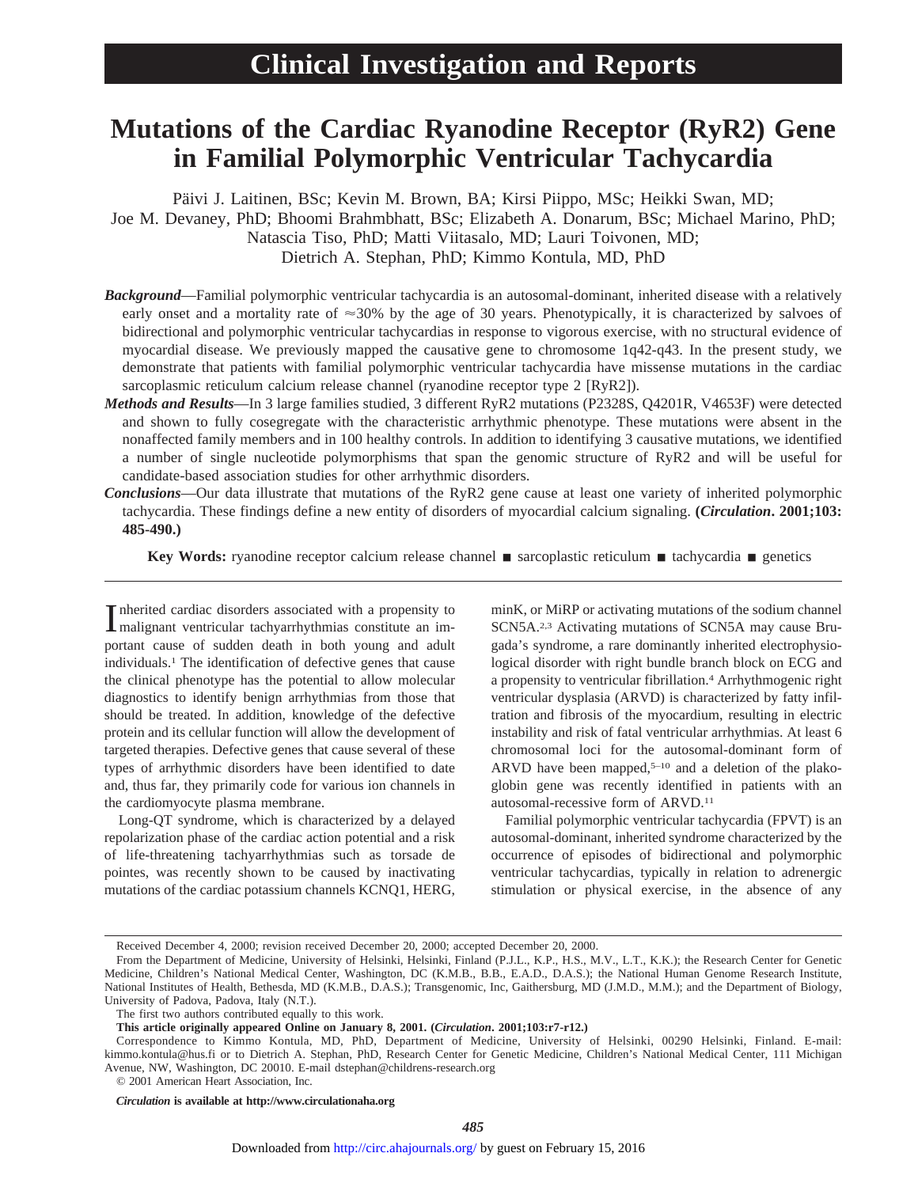# Clinical Investigation and Reports

# Mutations of the Cardiac Ryanodine Receptor (RyR2) Gene in Familial Polymorphic Ventricular Tachycardia

Päivi J. Laitinen, BSc; Kevin M. Brown, BA; Kirsi Piippo, MSc; Heikki Swan, MD; Joe M. Devaney, PhD; Bhoomi Brahmbhatt, BSc; Elizabeth A. Donarum, BSc; Michael Marino, PhD; Natascia Tiso, PhD; Matti Viitasalo, MD; Lauri Toivonen, MD; Dietrich A. Stephan, PhD; Kimmo Kontula, MD, PhD

***Background***—Familial polymorphic ventricular tachycardia is an autosomal-dominant, inherited disease with a relatively early onset and a mortality rate of ≈30% by the age of 30 years. Phenotypically, it is characterized by salvoes of bidirectional and polymorphic ventricular tachycardias in response to vigorous exercise, with no structural evidence of myocardial disease. We previously mapped the causative gene to chromosome 1q42-q43. In the present study, we demonstrate that patients with familial polymorphic ventricular tachycardia have missense mutations in the cardiac sarcoplasmic reticulum calcium release channel (ryanodine receptor type 2 [RyR2]).

***Methods and Results***—In 3 large families studied, 3 different RyR2 mutations (P2328S, Q4201R, V4653F) were detected and shown to fully cosegregate with the characteristic arrhythmic phenotype. These mutations were absent in the nonaffected family members and in 100 healthy controls. In addition to identifying 3 causative mutations, we identified a number of single nucleotide polymorphisms that span the genomic structure of RyR2 and will be useful for candidate-based association studies for other arrhythmic disorders.

***Conclusions***—Our data illustrate that mutations of the RyR2 gene cause at least one variety of inherited polymorphic tachycardia. These findings define a new entity of disorders of myocardial calcium signaling. **(*Circulation*. 2001;103: 485-490.)**

**Key Words:** ryanodine receptor calcium release channel ■ sarcoplastic reticulum ■ tachycardia ■ genetics

Inherited cardiac disorders associated with a propensity to malignant ventricular tachyarrhythmias constitute an important cause of sudden death in both young and adult individuals.[1] The identification of defective genes that cause the clinical phenotype has the potential to allow molecular diagnostics to identify benign arrhythmias from those that should be treated. In addition, knowledge of the defective protein and its cellular function will allow the development of targeted therapies. Defective genes that cause several of these types of arrhythmic disorders have been identified to date and, thus far, they primarily code for various ion channels in the cardiomyocyte plasma membrane.

Long-QT syndrome, which is characterized by a delayed repolarization phase of the cardiac action potential and a risk of life-threatening tachyarrhythmias such as torsade de pointes, was recently shown to be caused by inactivating mutations of the cardiac potassium channels KCNQ1, HERG, minK, or MiRP or activating mutations of the sodium channel SCN5A.[2,3] Activating mutations of SCN5A may cause Brugada's syndrome, a rare dominantly inherited electrophysiological disorder with right bundle branch block on ECG and a propensity to ventricular fibrillation.[4] Arrhythmogenic right ventricular dysplasia (ARVD) is characterized by fatty infiltration and fibrosis of the myocardium, resulting in electric instability and risk of fatal ventricular arrhythmias. At least 6 chromosomal loci for the autosomal-dominant form of ARVD have been mapped,[5–10] and a deletion of the plakoglobin gene was recently identified in patients with an autosomal-recessive form of ARVD.[11]

Familial polymorphic ventricular tachycardia (FPVT) is an autosomal-dominant, inherited syndrome characterized by the occurrence of episodes of bidirectional and polymorphic ventricular tachycardias, typically in relation to adrenergic stimulation or physical exercise, in the absence of any

Received December 4, 2000; revision received December 20, 2000; accepted December 20, 2000.

From the Department of Medicine, University of Helsinki, Helsinki, Finland (P.J.L., K.P., H.S., M.V., L.T., K.K.); the Research Center for Genetic Medicine, Children's National Medical Center, Washington, DC (K.M.B., B.B., E.A.D., D.A.S.); the National Human Genome Research Institute, National Institutes of Health, Bethesda, MD (K.M.B., D.A.S.); Transgenomic, Inc, Gaithersburg, MD (J.M.D., M.M.); and the Department of Biology, University of Padova, Padova, Italy (N.T.).

The first two authors contributed equally to this work.

**This article originally appeared Online on January 8, 2001. (*Circulation*. 2001;103:r7-r12.)**

Correspondence to Kimmo Kontula, MD, PhD, Department of Medicine, University of Helsinki, 00290 Helsinki, Finland. E-mail: kimmo.kontula@hus.fi or to Dietrich A. Stephan, PhD, Research Center for Genetic Medicine, Children's National Medical Center, 111 Michigan Avenue, NW, Washington, DC 20010. E-mail dstephan@childrens-research.org

© 2001 American Heart Association, Inc.

***Circulation* is available at http://www.circulationaha.org**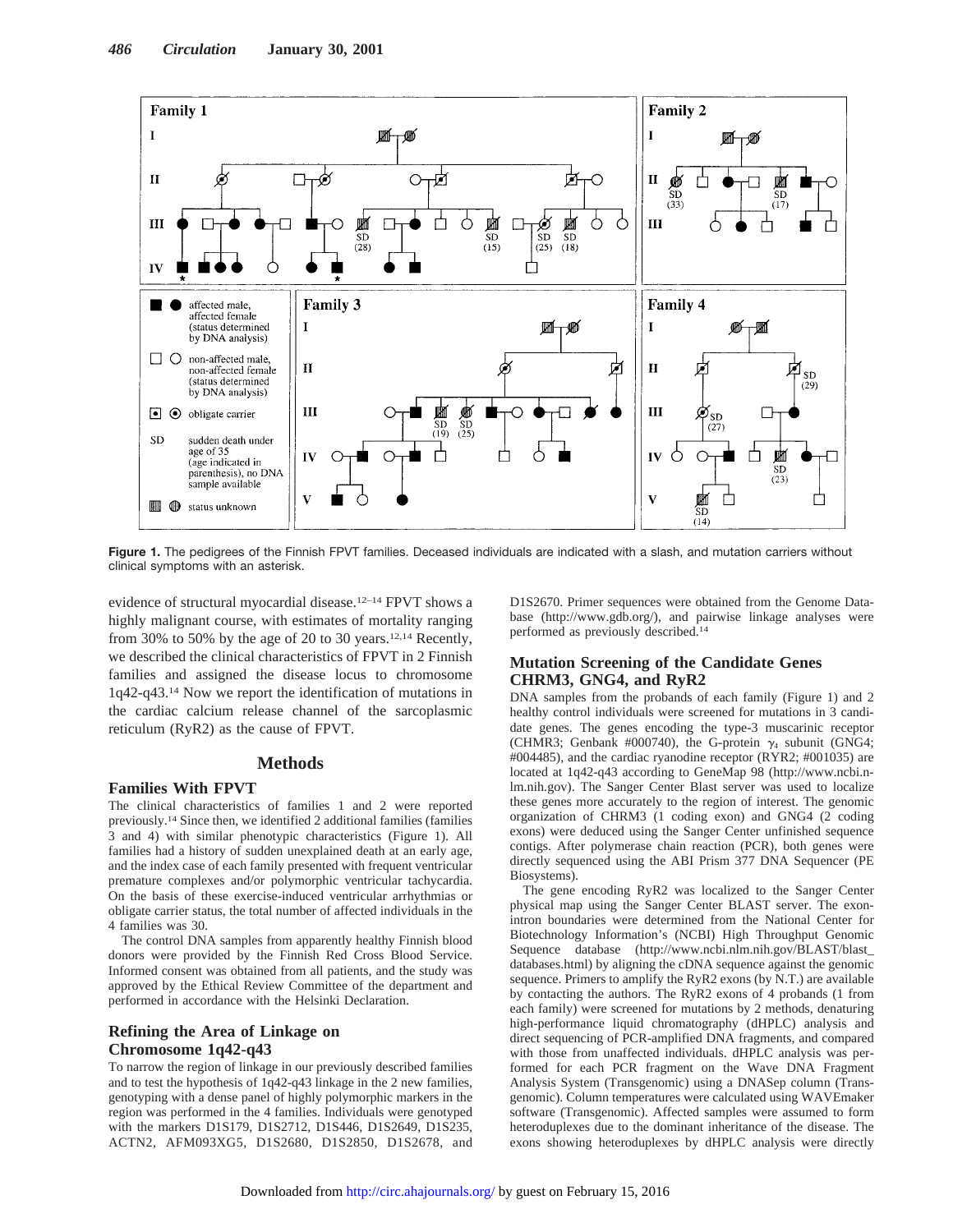**Figure 1.** The pedigrees of the Finnish FPVT families. Deceased individuals are indicated with a slash, and mutation carriers without clinical symptoms with an asterisk.

evidence of structural myocardial disease.[12–14] FPVT shows a highly malignant course, with estimates of mortality ranging from 30% to 50% by the age of 20 to 30 years.[12,14] Recently, we described the clinical characteristics of FPVT in 2 Finnish families and assigned the disease locus to chromosome 1q42-q43.[14] Now we report the identification of mutations in the cardiac calcium release channel of the sarcoplasmic reticulum (RyR2) as the cause of FPVT.

## Methods

### Families With FPVT

The clinical characteristics of families 1 and 2 were reported previously.[14] Since then, we identified 2 additional families (families 3 and 4) with similar phenotypic characteristics (Figure 1). All families had a history of sudden unexplained death at an early age, and the index case of each family presented with frequent ventricular premature complexes and/or polymorphic ventricular tachycardia. On the basis of these exercise-induced ventricular arrhythmias or obligate carrier status, the total number of affected individuals in the 4 families was 30.

The control DNA samples from apparently healthy Finnish blood donors were provided by the Finnish Red Cross Blood Service. Informed consent was obtained from all patients, and the study was approved by the Ethical Review Committee of the department and performed in accordance with the Helsinki Declaration.

### Refining the Area of Linkage on Chromosome 1q42-q43

To narrow the region of linkage in our previously described families and to test the hypothesis of 1q42-q43 linkage in the 2 new families, genotyping with a dense panel of highly polymorphic markers in the region was performed in the 4 families. Individuals were genotyped with the markers D1S179, D1S2712, D1S446, D1S2649, D1S235, ACTN2, AFM093XG5, D1S2680, D1S2850, D1S2678, and D1S2670. Primer sequences were obtained from the Genome Database (http://www.gdb.org/), and pairwise linkage analyses were performed as previously described.[14]

### Mutation Screening of the Candidate Genes CHRM3, GNG4, and RyR2

DNA samples from the probands of each family (Figure 1) and 2 healthy control individuals were screened for mutations in 3 candidate genes. The genes encoding the type-3 muscarinic receptor (CHMR3; Genbank #000740), the G-protein $\gamma_4$ subunit (GNG4; #004485), and the cardiac ryanodine receptor (RYR2; #001035) are located at 1q42-q43 according to GeneMap 98 (http://www.ncbi.nlm.nih.gov). The Sanger Center Blast server was used to localize these genes more accurately to the region of interest. The genomic organization of CHRM3 (1 coding exon) and GNG4 (2 coding exons) were deduced using the Sanger Center unfinished sequence contigs. After polymerase chain reaction (PCR), both genes were directly sequenced using the ABI Prism 377 DNA Sequencer (PE Biosystems).

The gene encoding RyR2 was localized to the Sanger Center physical map using the Sanger Center BLAST server. The exon-intron boundaries were determined from the National Center for Biotechnology Information's (NCBI) High Throughput Genomic Sequence database (http://www.ncbi.nlm.nih.gov/BLAST/blast_databases.html) by aligning the cDNA sequence against the genomic sequence. Primers to amplify the RyR2 exons (by N.T.) are available by contacting the authors. The RyR2 exons of 4 probands (1 from each family) were screened for mutations by 2 methods, denaturing high-performance liquid chromatography (dHPLC) analysis and direct sequencing of PCR-amplified DNA fragments, and compared with those from unaffected individuals. dHPLC analysis was performed for each PCR fragment on the Wave DNA Fragment Analysis System (Transgenomic) using a DNASep column (Transgenomic). Column temperatures were calculated using WAVEmaker software (Transgenomic). Affected samples were assumed to form heteroduplexes due to the dominant inheritance of the disease. The exons showing heteroduplexes by dHPLC analysis were directly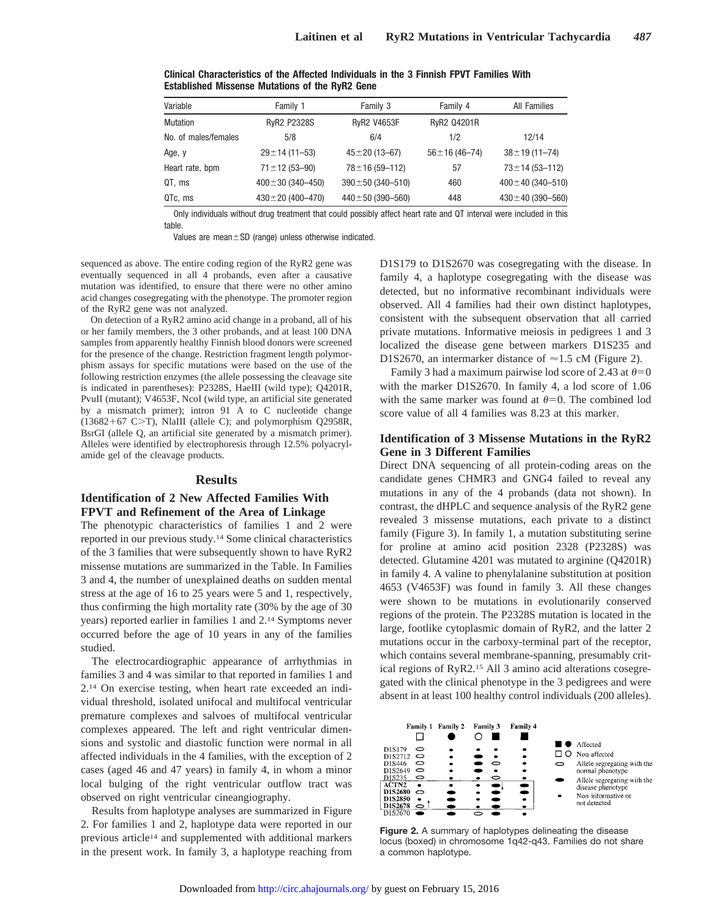**Clinical Characteristics of the Affected Individuals in the 3 Finnish FPVT Families With Established Missense Mutations of the RyR2 Gene**

| Variable | Family 1 | Family 3 | Family 4 | All Families |
|---|---|---|---|---|
| Mutation | RyR2 P2328S | RyR2 V4653F | RyR2 Q4201R | |
| No. of males/females | 5/8 | 6/4 | 1/2 | 12/14 |
| Age, y | 29±14 (11–53) | 45±20 (13–67) | 56±16 (46–74) | 38±19 (11–74) |
| Heart rate, bpm | 71±12 (53–90) | 78±16 (59–112) | 57 | 73±14 (53–112) |
| QT, ms | 400±30 (340–450) | 390±50 (340–510) | 460 | 400±40 (340–510) |
| QTc, ms | 430±20 (400–470) | 440±50 (390–560) | 448 | 430±40 (390–560) |

Only individuals without drug treatment that could possibly affect heart rate and QT interval were included in this table.

Values are mean±SD (range) unless otherwise indicated.

sequenced as above. The entire coding region of the RyR2 gene was eventually sequenced in all 4 probands, even after a causative mutation was identified, to ensure that there were no other amino acid changes cosegregating with the phenotype. The promoter region of the RyR2 gene was not analyzed.

On detection of a RyR2 amino acid change in a proband, all of his or her family members, the 3 other probands, and at least 100 DNA samples from apparently healthy Finnish blood donors were screened for the presence of the change. Restriction fragment length polymorphism assays for specific mutations were based on the use of the following restriction enzymes (the allele possessing the cleavage site is indicated in parentheses): P2328S, HaeIII (wild type); Q4201R, PvuII (mutant); V4653F, NcoI (wild type, an artificial site generated by a mismatch primer); intron 91 A to C nucleotide change (13682+67 C>T), NlaIII (allele C); and polymorphism Q2958R, BsrGI (allele Q, an artificial site generated by a mismatch primer). Alleles were identified by electrophoresis through 12.5% polyacrylamide gel of the cleavage products.

## Results

### Identification of 2 New Affected Families With FPVT and Refinement of the Area of Linkage

The phenotypic characteristics of families 1 and 2 were reported in our previous study.[14] Some clinical characteristics of the 3 families that were subsequently shown to have RyR2 missense mutations are summarized in the Table. In Families 3 and 4, the number of unexplained deaths on sudden mental stress at the age of 16 to 25 years were 5 and 1, respectively, thus confirming the high mortality rate (30% by the age of 30 years) reported earlier in families 1 and 2.[14] Symptoms never occurred before the age of 10 years in any of the families studied.

The electrocardiographic appearance of arrhythmias in families 3 and 4 was similar to that reported in families 1 and 2.[14] On exercise testing, when heart rate exceeded an individual threshold, isolated unifocal and multifocal ventricular premature complexes and salvoes of multifocal ventricular complexes appeared. The left and right ventricular dimensions and systolic and diastolic function were normal in all affected individuals in the 4 families, with the exception of 2 cases (aged 46 and 47 years) in family 4, in whom a minor local bulging of the right ventricular outflow tract was observed on right ventricular cineangiography.

Results from haplotype analyses are summarized in Figure 2. For families 1 and 2, haplotype data were reported in our previous article[14] and supplemented with additional markers in the present work. In family 3, a haplotype reaching from D1S179 to D1S2670 was cosegregating with the disease. In family 4, a haplotype cosegregating with the disease was detected, but no informative recombinant individuals were observed. All 4 families had their own distinct haplotypes, consistent with the subsequent observation that all carried private mutations. Informative meiosis in pedigrees 1 and 3 localized the disease gene between markers D1S235 and D1S2670, an intermarker distance of ≈1.5 cM (Figure 2).

Family 3 had a maximum pairwise lod score of 2.43 at $\theta=0$ with the marker D1S2670. In family 4, a lod score of 1.06 with the same marker was found at $\theta=0$. The combined lod score value of all 4 families was 8.23 at this marker.

### Identification of 3 Missense Mutations in the RyR2 Gene in 3 Different Families

Direct DNA sequencing of all protein-coding areas on the candidate genes CHMR3 and GNG4 failed to reveal any mutations in any of the 4 probands (data not shown). In contrast, the dHPLC and sequence analysis of the RyR2 gene revealed 3 missense mutations, each private to a distinct family (Figure 3). In family 1, a mutation substituting serine for proline at amino acid position 2328 (P2328S) was detected. Glutamine 4201 was mutated to arginine (Q4201R) in family 4. A valine to phenylalanine substitution at position 4653 (V4653F) was found in family 3. All these changes were shown to be mutations in evolutionarily conserved regions of the protein. The P2328S mutation is located in the large, footlike cytoplasmic domain of RyR2, and the latter 2 mutations occur in the carboxy-terminal part of the receptor, which contains several membrane-spanning, presumably critical regions of RyR2.[15] All 3 amino acid alterations cosegregated with the clinical phenotype in the 3 pedigrees and were absent in at least 100 healthy control individuals (200 alleles).

**Figure 2.** A summary of haplotypes delineating the disease locus (boxed) in chromosome 1q42-q43. Families do not share a common haplotype.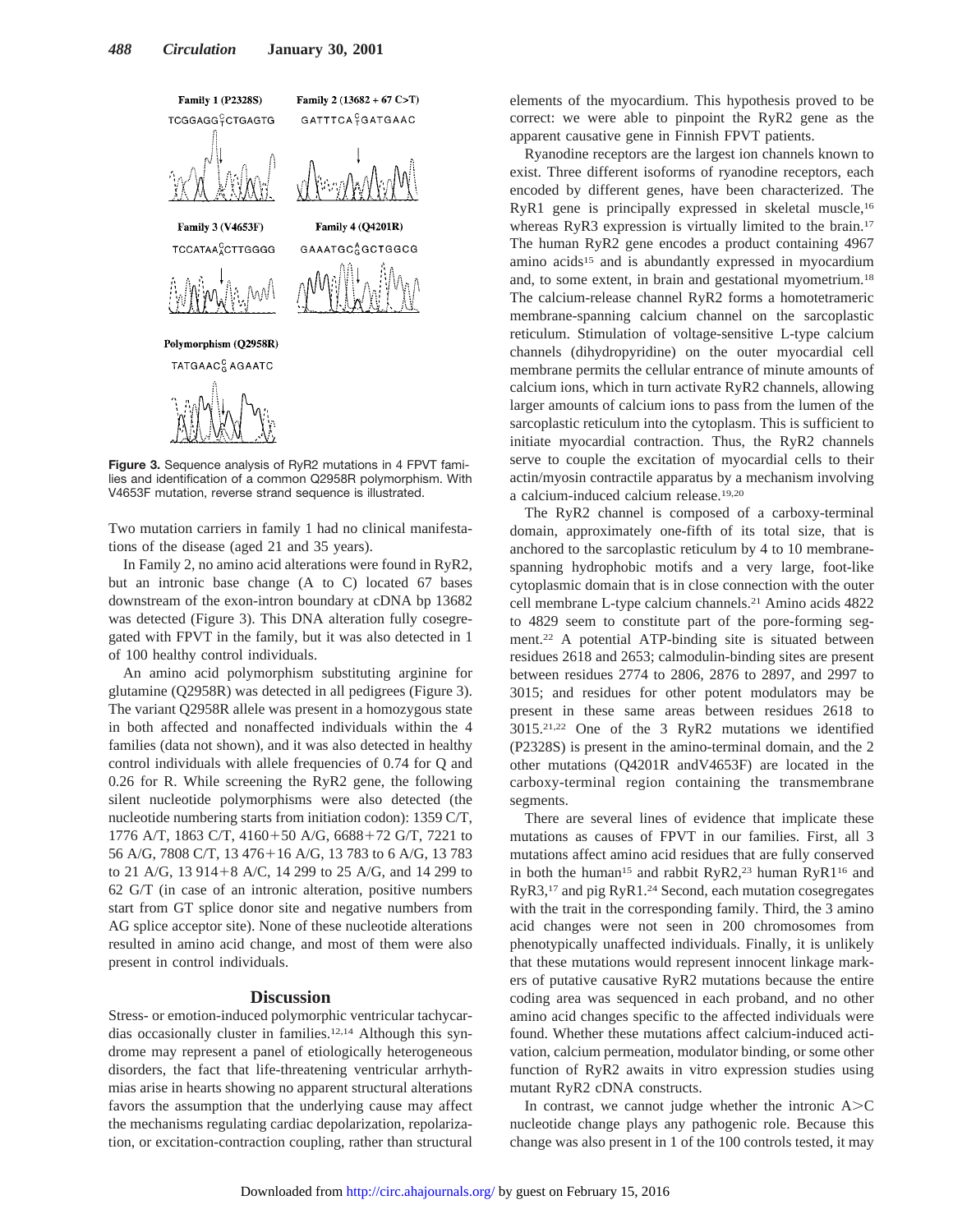Family 1 (P2328S)

TCGGAGG$^{C}_{T}$CTGAGTG

Family 2 (13682 + 67 C>T)

GATTTCA$^{C}_{T}$GATGAAC

Family 3 (V4653F)

TCCATAA$^{C}_{A}$CTTGGGG

Family 4 (Q4201R)

GAAATGC$^{A}_{G}$GCTGGCG

Polymorphism (Q2958R)

TATGAAC$^{C}_{G}$AGAATC

**Figure 3.** Sequence analysis of RyR2 mutations in 4 FPVT families and identification of a common Q2958R polymorphism. With V4653F mutation, reverse strand sequence is illustrated.

Two mutation carriers in family 1 had no clinical manifestations of the disease (aged 21 and 35 years).

In Family 2, no amino acid alterations were found in RyR2, but an intronic base change (A to C) located 67 bases downstream of the exon-intron boundary at cDNA bp 13682 was detected (Figure 3). This DNA alteration fully cosegregated with FPVT in the family, but it was also detected in 1 of 100 healthy control individuals.

An amino acid polymorphism substituting arginine for glutamine (Q2958R) was detected in all pedigrees (Figure 3). The variant Q2958R allele was present in a homozygous state in both affected and nonaffected individuals within the 4 families (data not shown), and it was also detected in healthy control individuals with allele frequencies of 0.74 for Q and 0.26 for R. While screening the RyR2 gene, the following silent nucleotide polymorphisms were also detected (the nucleotide numbering starts from initiation codon): 1359 C/T, 1776 A/T, 1863 C/T, 4160+50 A/G, 6688+72 G/T, 7221 to 56 A/G, 7808 C/T, 13 476+16 A/G, 13 783 to 6 A/G, 13 783 to 21 A/G, 13 914+8 A/C, 14 299 to 25 A/G, and 14 299 to 62 G/T (in case of an intronic alteration, positive numbers start from GT splice donor site and negative numbers from AG splice acceptor site). None of these nucleotide alterations resulted in amino acid change, and most of them were also present in control individuals.

## Discussion

Stress- or emotion-induced polymorphic ventricular tachycardias occasionally cluster in families.[12,14] Although this syndrome may represent a panel of etiologically heterogeneous disorders, the fact that life-threatening ventricular arrhythmias arise in hearts showing no apparent structural alterations favors the assumption that the underlying cause may affect the mechanisms regulating cardiac depolarization, repolarization, or excitation-contraction coupling, rather than structural elements of the myocardium. This hypothesis proved to be correct: we were able to pinpoint the RyR2 gene as the apparent causative gene in Finnish FPVT patients.

Ryanodine receptors are the largest ion channels known to exist. Three different isoforms of ryanodine receptors, each encoded by different genes, have been characterized. The RyR1 gene is principally expressed in skeletal muscle,[16] whereas RyR3 expression is virtually limited to the brain.[17] The human RyR2 gene encodes a product containing 4967 amino acids[15] and is abundantly expressed in myocardium and, to some extent, in brain and gestational myometrium.[18] The calcium-release channel RyR2 forms a homotetrameric membrane-spanning calcium channel on the sarcoplastic reticulum. Stimulation of voltage-sensitive L-type calcium channels (dihydropyridine) on the outer myocardial cell membrane permits the cellular entrance of minute amounts of calcium ions, which in turn activate RyR2 channels, allowing larger amounts of calcium ions to pass from the lumen of the sarcoplastic reticulum into the cytoplasm. This is sufficient to initiate myocardial contraction. Thus, the RyR2 channels serve to couple the excitation of myocardial cells to their actin/myosin contractile apparatus by a mechanism involving a calcium-induced calcium release.[19,20]

The RyR2 channel is composed of a carboxy-terminal domain, approximately one-fifth of its total size, that is anchored to the sarcoplastic reticulum by 4 to 10 membrane-spanning hydrophobic motifs and a very large, foot-like cytoplasmic domain that is in close connection with the outer cell membrane L-type calcium channels.[21] Amino acids 4822 to 4829 seem to constitute part of the pore-forming segment.[22] A potential ATP-binding site is situated between residues 2618 and 2653; calmodulin-binding sites are present between residues 2774 to 2806, 2876 to 2897, and 2997 to 3015; and residues for other potent modulators may be present in these same areas between residues 2618 to 3015.[21,22] One of the 3 RyR2 mutations we identified (P2328S) is present in the amino-terminal domain, and the 2 other mutations (Q4201R andV4653F) are located in the carboxy-terminal region containing the transmembrane segments.

There are several lines of evidence that implicate these mutations as causes of FPVT in our families. First, all 3 mutations affect amino acid residues that are fully conserved in both the human[15] and rabbit RyR2,[23] human RyR1[16] and RyR3,[17] and pig RyR1.[24] Second, each mutation cosegregates with the trait in the corresponding family. Third, the 3 amino acid changes were not seen in 200 chromosomes from phenotypically unaffected individuals. Finally, it is unlikely that these mutations would represent innocent linkage markers of putative causative RyR2 mutations because the entire coding area was sequenced in each proband, and no other amino acid changes specific to the affected individuals were found. Whether these mutations affect calcium-induced activation, calcium permeation, modulator binding, or some other function of RyR2 awaits in vitro expression studies using mutant RyR2 cDNA constructs.

In contrast, we cannot judge whether the intronic A>C nucleotide change plays any pathogenic role. Because this change was also present in 1 of the 100 controls tested, it may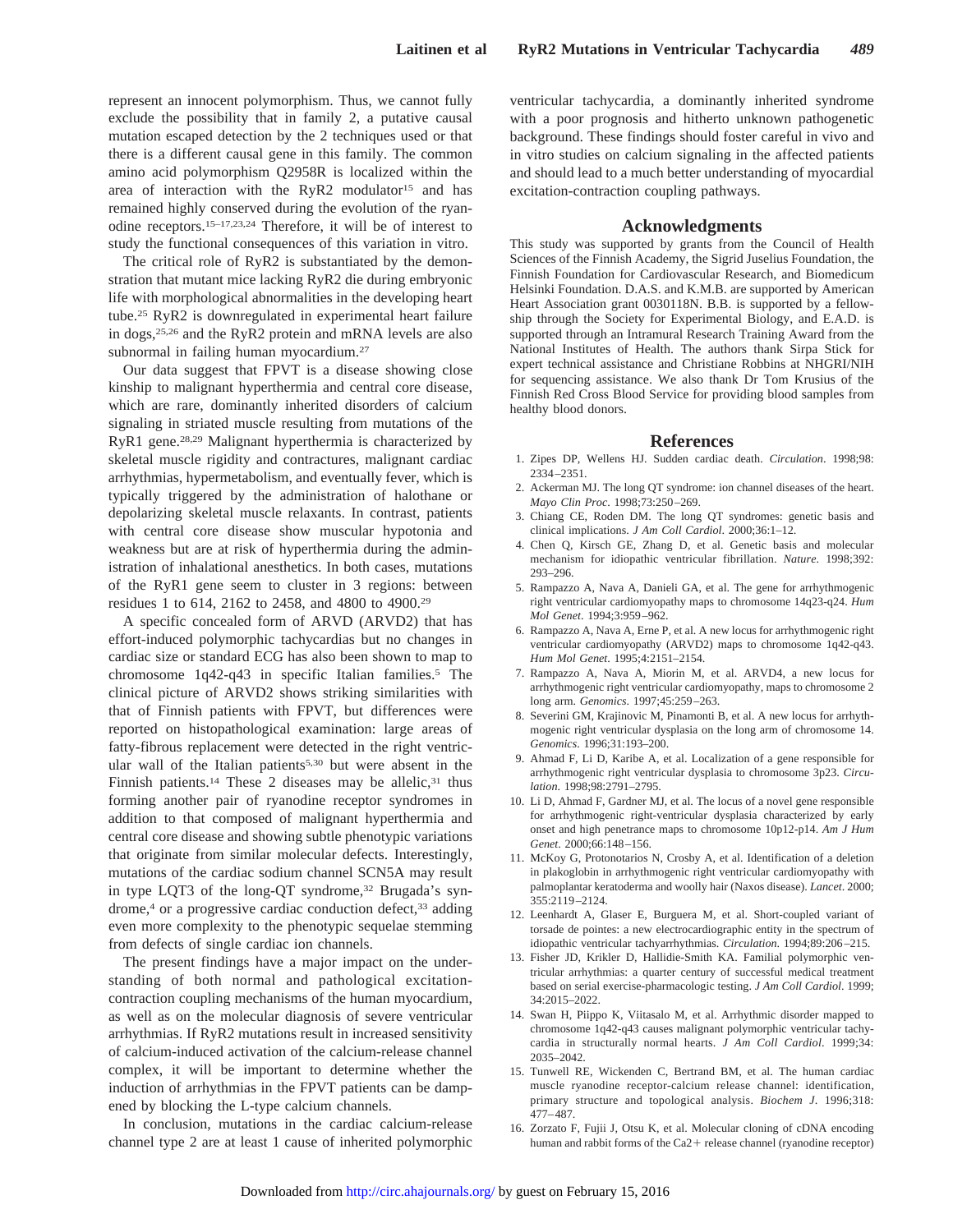represent an innocent polymorphism. Thus, we cannot fully exclude the possibility that in family 2, a putative causal mutation escaped detection by the 2 techniques used or that there is a different causal gene in this family. The common amino acid polymorphism Q2958R is localized within the area of interaction with the RyR2 modulator[15] and has remained highly conserved during the evolution of the ryanodine receptors.[15–17,23,24] Therefore, it will be of interest to study the functional consequences of this variation in vitro.

The critical role of RyR2 is substantiated by the demonstration that mutant mice lacking RyR2 die during embryonic life with morphological abnormalities in the developing heart tube.[25] RyR2 is downregulated in experimental heart failure in dogs,[25,26] and the RyR2 protein and mRNA levels are also subnormal in failing human myocardium.[27]

Our data suggest that FPVT is a disease showing close kinship to malignant hyperthermia and central core disease, which are rare, dominantly inherited disorders of calcium signaling in striated muscle resulting from mutations of the RyR1 gene.[28,29] Malignant hyperthermia is characterized by skeletal muscle rigidity and contractures, malignant cardiac arrhythmias, hypermetabolism, and eventually fever, which is typically triggered by the administration of halothane or depolarizing skeletal muscle relaxants. In contrast, patients with central core disease show muscular hypotonia and weakness but are at risk of hyperthermia during the administration of inhalational anesthetics. In both cases, mutations of the RyR1 gene seem to cluster in 3 regions: between residues 1 to 614, 2162 to 2458, and 4800 to 4900.[29]

A specific concealed form of ARVD (ARVD2) that has effort-induced polymorphic tachycardias but no changes in cardiac size or standard ECG has also been shown to map to chromosome 1q42-q43 in specific Italian families.[5] The clinical picture of ARVD2 shows striking similarities with that of Finnish patients with FPVT, but differences were reported on histopathological examination: large areas of fatty-fibrous replacement were detected in the right ventricular wall of the Italian patients[5,30] but were absent in the Finnish patients.[14] These 2 diseases may be allelic,[31] thus forming another pair of ryanodine receptor syndromes in addition to that composed of malignant hyperthermia and central core disease and showing subtle phenotypic variations that originate from similar molecular defects. Interestingly, mutations of the cardiac sodium channel SCN5A may result in type LQT3 of the long-QT syndrome,[32] Brugada's syndrome,[4] or a progressive cardiac conduction defect,[33] adding even more complexity to the phenotypic sequelae stemming from defects of single cardiac ion channels.

The present findings have a major impact on the understanding of both normal and pathological excitation-contraction coupling mechanisms of the human myocardium, as well as on the molecular diagnosis of severe ventricular arrhythmias. If RyR2 mutations result in increased sensitivity of calcium-induced activation of the calcium-release channel complex, it will be important to determine whether the induction of arrhythmias in the FPVT patients can be dampened by blocking the L-type calcium channels.

In conclusion, mutations in the cardiac calcium-release channel type 2 are at least 1 cause of inherited polymorphic ventricular tachycardia, a dominantly inherited syndrome with a poor prognosis and hitherto unknown pathogenetic background. These findings should foster careful in vivo and in vitro studies on calcium signaling in the affected patients and should lead to a much better understanding of myocardial excitation-contraction coupling pathways.

## Acknowledgments

This study was supported by grants from the Council of Health Sciences of the Finnish Academy, the Sigrid Juselius Foundation, the Finnish Foundation for Cardiovascular Research, and Biomedicum Helsinki Foundation. D.A.S. and K.M.B. are supported by American Heart Association grant 0030118N. B.B. is supported by a fellowship through the Society for Experimental Biology, and E.A.D. is supported through an Intramural Research Training Award from the National Institutes of Health. The authors thank Sirpa Stick for expert technical assistance and Christiane Robbins at NHGRI/NIH for sequencing assistance. We also thank Dr Tom Krusius of the Finnish Red Cross Blood Service for providing blood samples from healthy blood donors.

## References

1. Zipes DP, Wellens HJ. Sudden cardiac death. *Circulation*. 1998;98: 2334–2351.
2. Ackerman MJ. The long QT syndrome: ion channel diseases of the heart. *Mayo Clin Proc*. 1998;73:250–269.
3. Chiang CE, Roden DM. The long QT syndromes: genetic basis and clinical implications. *J Am Coll Cardiol*. 2000;36:1–12.
4. Chen Q, Kirsch GE, Zhang D, et al. Genetic basis and molecular mechanism for idiopathic ventricular fibrillation. *Nature*. 1998;392: 293–296.
5. Rampazzo A, Nava A, Danieli GA, et al. The gene for arrhythmogenic right ventricular cardiomyopathy maps to chromosome 14q23-q24. *Hum Mol Genet*. 1994;3:959–962.
6. Rampazzo A, Nava A, Erne P, et al. A new locus for arrhythmogenic right ventricular cardiomyopathy (ARVD2) maps to chromosome 1q42-q43. *Hum Mol Genet*. 1995;4:2151–2154.
7. Rampazzo A, Nava A, Miorin M, et al. ARVD4, a new locus for arrhythmogenic right ventricular cardiomyopathy, maps to chromosome 2 long arm. *Genomics*. 1997;45:259–263.
8. Severini GM, Krajinovic M, Pinamonti B, et al. A new locus for arrhythmogenic right ventricular dysplasia on the long arm of chromosome 14. *Genomics*. 1996;31:193–200.
9. Ahmad F, Li D, Karibe A, et al. Localization of a gene responsible for arrhythmogenic right ventricular dysplasia to chromosome 3p23. *Circulation*. 1998;98:2791–2795.
10. Li D, Ahmad F, Gardner MJ, et al. The locus of a novel gene responsible for arrhythmogenic right-ventricular dysplasia characterized by early onset and high penetrance maps to chromosome 10p12-p14. *Am J Hum Genet*. 2000;66:148–156.
11. McKoy G, Protonotarios N, Crosby A, et al. Identification of a deletion in plakoglobin in arrhythmogenic right ventricular cardiomyopathy with palmoplantar keratoderma and woolly hair (Naxos disease). *Lancet*. 2000; 355:2119–2124.
12. Leenhardt A, Glaser E, Burguera M, et al. Short-coupled variant of torsade de pointes: a new electrocardiographic entity in the spectrum of idiopathic ventricular tachyarrhythmias. *Circulation*. 1994;89:206–215.
13. Fisher JD, Krikler D, Hallidie-Smith KA. Familial polymorphic ventricular arrhythmias: a quarter century of successful medical treatment based on serial exercise-pharmacologic testing. *J Am Coll Cardiol*. 1999; 34:2015–2022.
14. Swan H, Piippo K, Viitasalo M, et al. Arrhythmic disorder mapped to chromosome 1q42-q43 causes malignant polymorphic ventricular tachycardia in structurally normal hearts. *J Am Coll Cardiol*. 1999;34: 2035–2042.
15. Tunwell RE, Wickenden C, Bertrand BM, et al. The human cardiac muscle ryanodine receptor-calcium release channel: identification, primary structure and topological analysis. *Biochem J*. 1996;318: 477–487.
16. Zorzato F, Fujii J, Otsu K, et al. Molecular cloning of cDNA encoding human and rabbit forms of the Ca2+ release channel (ryanodine receptor)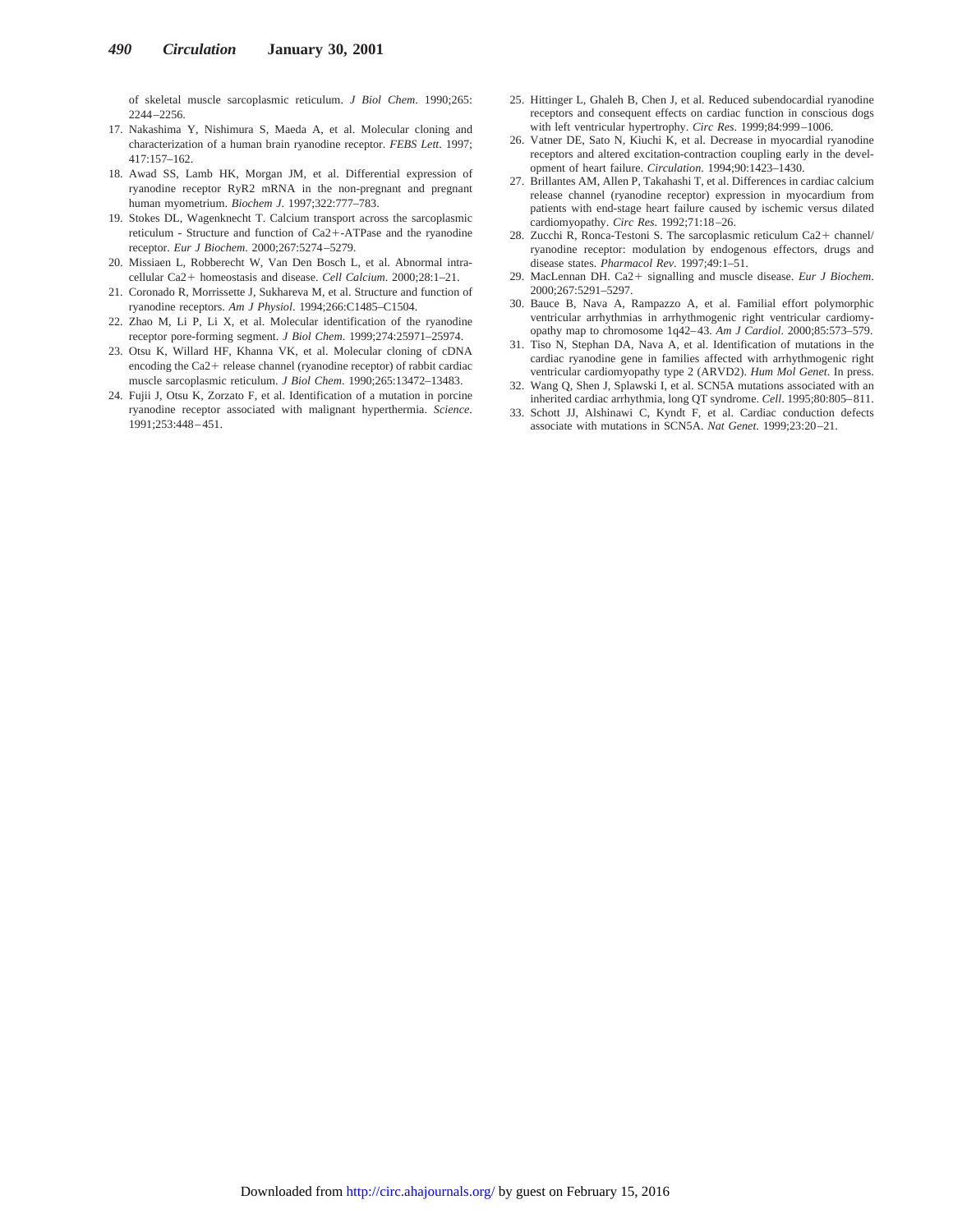of skeletal muscle sarcoplasmic reticulum. *J Biol Chem*. 1990;265: 2244–2256.

17. Nakashima Y, Nishimura S, Maeda A, et al. Molecular cloning and characterization of a human brain ryanodine receptor. *FEBS Lett*. 1997; 417:157–162.
18. Awad SS, Lamb HK, Morgan JM, et al. Differential expression of ryanodine receptor RyR2 mRNA in the non-pregnant and pregnant human myometrium. *Biochem J*. 1997;322:777–783.
19. Stokes DL, Wagenknecht T. Calcium transport across the sarcoplasmic reticulum - Structure and function of Ca2+-ATPase and the ryanodine receptor. *Eur J Biochem*. 2000;267:5274–5279.
20. Missiaen L, Robberecht W, Van Den Bosch L, et al. Abnormal intracellular Ca2+ homeostasis and disease. *Cell Calcium*. 2000;28:1–21.
21. Coronado R, Morrissette J, Sukhareva M, et al. Structure and function of ryanodine receptors. *Am J Physiol*. 1994;266:C1485–C1504.
22. Zhao M, Li P, Li X, et al. Molecular identification of the ryanodine receptor pore-forming segment. *J Biol Chem*. 1999;274:25971–25974.
23. Otsu K, Willard HF, Khanna VK, et al. Molecular cloning of cDNA encoding the Ca2+ release channel (ryanodine receptor) of rabbit cardiac muscle sarcoplasmic reticulum. *J Biol Chem*. 1990;265:13472–13483.
24. Fujii J, Otsu K, Zorzato F, et al. Identification of a mutation in porcine ryanodine receptor associated with malignant hyperthermia. *Science*. 1991;253:448–451.
25. Hittinger L, Ghaleb B, Chen J, et al. Reduced subendocardial ryanodine receptors and consequent effects on cardiac function in conscious dogs with left ventricular hypertrophy. *Circ Res*. 1999;84:999–1006.
26. Vatner DE, Sato N, Kiuchi K, et al. Decrease in myocardial ryanodine receptors and altered excitation-contraction coupling early in the development of heart failure. *Circulation*. 1994;90:1423–1430.
27. Brillantes AM, Allen P, Takahashi T, et al. Differences in cardiac calcium release channel (ryanodine receptor) expression in myocardium from patients with end-stage heart failure caused by ischemic versus dilated cardiomyopathy. *Circ Res*. 1992;71:18–26.
28. Zucchi R, Ronca-Testoni S. The sarcoplasmic reticulum Ca2+ channel/ ryanodine receptor: modulation by endogenous effectors, drugs and disease states. *Pharmacol Rev*. 1997;49:1–51.
29. MacLennan DH. Ca2+ signalling and muscle disease. *Eur J Biochem*. 2000;267:5291–5297.
30. Bauce B, Nava A, Rampazzo A, et al. Familial effort polymorphic ventricular arrhythmias in arrhythmogenic right ventricular cardiomyopathy map to chromosome 1q42–43. *Am J Cardiol*. 2000;85:573–579.
31. Tiso N, Stephan DA, Nava A, et al. Identification of mutations in the cardiac ryanodine gene in families affected with arrhythmogenic right ventricular cardiomyopathy type 2 (ARVD2). *Hum Mol Genet*. In press.
32. Wang Q, Shen J, Splawski I, et al. SCN5A mutations associated with an inherited cardiac arrhythmia, long QT syndrome. *Cell*. 1995;80:805–811.
33. Schott JJ, Alshinawi C, Kyndt F, et al. Cardiac conduction defects associate with mutations in SCN5A. *Nat Genet*. 1999;23:20–21.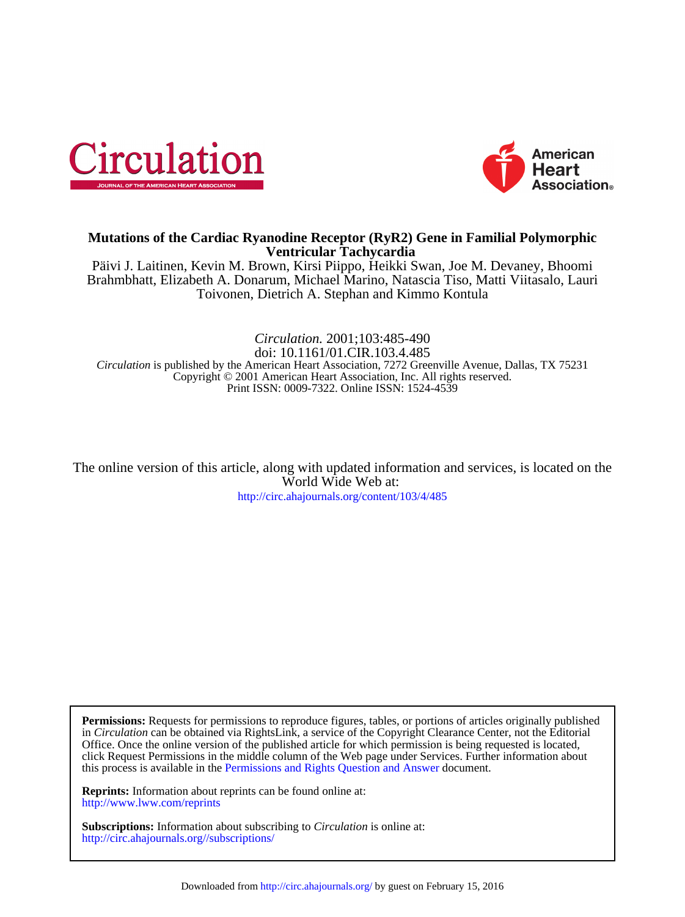# Mutations of the Cardiac Ryanodine Receptor (RyR2) Gene in Familial Polymorphic Ventricular Tachycardia

Päivi J. Laitinen, Kevin M. Brown, Kirsi Piippo, Heikki Swan, Joe M. Devaney, Bhoomi Brahmbhatt, Elizabeth A. Donarum, Michael Marino, Natascia Tiso, Matti Viitasalo, Lauri Toivonen, Dietrich A. Stephan and Kimmo Kontula

*Circulation.* 2001;103:485-490
doi: 10.1161/01.CIR.103.4.485

*Circulation* is published by the American Heart Association, 7272 Greenville Avenue, Dallas, TX 75231
Copyright © 2001 American Heart Association, Inc. All rights reserved.
Print ISSN: 0009-7322. Online ISSN: 1524-4539

The online version of this article, along with updated information and services, is located on the World Wide Web at:
http://circ.ahajournals.org/content/103/4/485

**Permissions:** Requests for permissions to reproduce figures, tables, or portions of articles originally published in *Circulation* can be obtained via RightsLink, a service of the Copyright Clearance Center, not the Editorial Office. Once the online version of the published article for which permission is being requested is located, click Request Permissions in the middle column of the Web page under Services. Further information about this process is available in the Permissions and Rights Question and Answer document.

**Reprints:** Information about reprints can be found online at:
http://www.lww.com/reprints

**Subscriptions:** Information about subscribing to *Circulation* is online at:
http://circ.ahajournals.org//subscriptions/

Downloaded from http://circ.ahajournals.org/ by guest on February 15, 2016